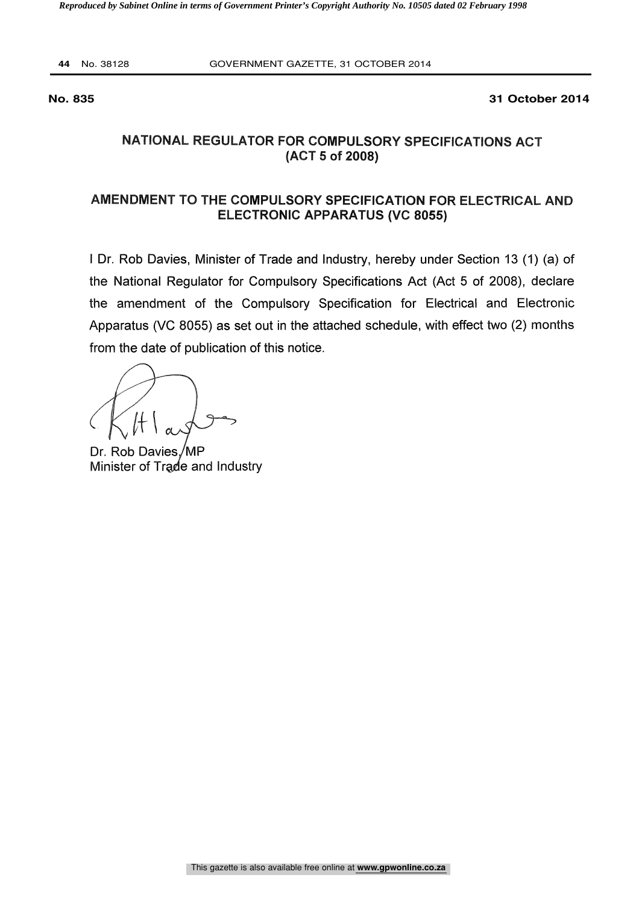**No. 835** **31 October 2014**

## NATIONAL REGULATOR FOR COMPULSORY SPECIFICATIONS ACT (ACT 5 of 2008)

## AMENDMENT TO THE COMPULSORY SPECIFICATION FOR ELECTRICAL AND ELECTRONIC APPARATUS (VC 8055)

I Dr. Rob Davies, Minister of Trade and Industry, hereby under Section 13 (1) (a) of the National Regulator for Compulsory Specifications Act (Act 5 of 2008), declare the amendment of the Compulsory Specification for Electrical and Electronic Apparatus (VC 8055) as set out in the attached schedule, with effect two (2) months from the date of publication of this notice.

Dr. Rob Davies, MP
Minister of Trade and Industry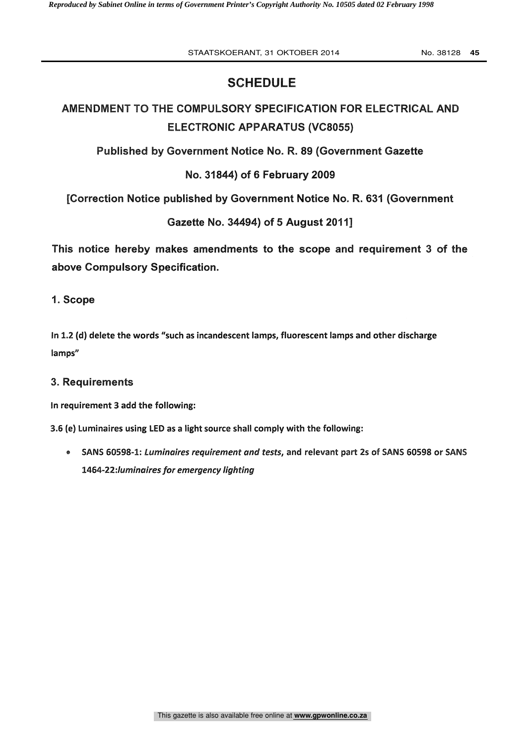# SCHEDULE

## AMENDMENT TO THE COMPULSORY SPECIFICATION FOR ELECTRICAL AND ELECTRONIC APPARATUS (VC8055)

### Published by Government Notice No. R. 89 (Government Gazette No. 31844) of 6 February 2009

### [Correction Notice published by Government Notice No. R. 631 (Government Gazette No. 34494) of 5 August 2011]

**This notice hereby makes amendments to the scope and requirement 3 of the above Compulsory Specification.**

### 1. Scope

**In 1.2 (d) delete the words "such as incandescent lamps, fluorescent lamps and other discharge lamps"**

### 3. Requirements

**In requirement 3 add the following:**

**3.6 (e) Luminaires using LED as a light source shall comply with the following:**

- **SANS 60598-1: *Luminaires requirement and tests*, and relevant part 2s of SANS 60598 or SANS 1464-22:*luminaires for emergency lighting***